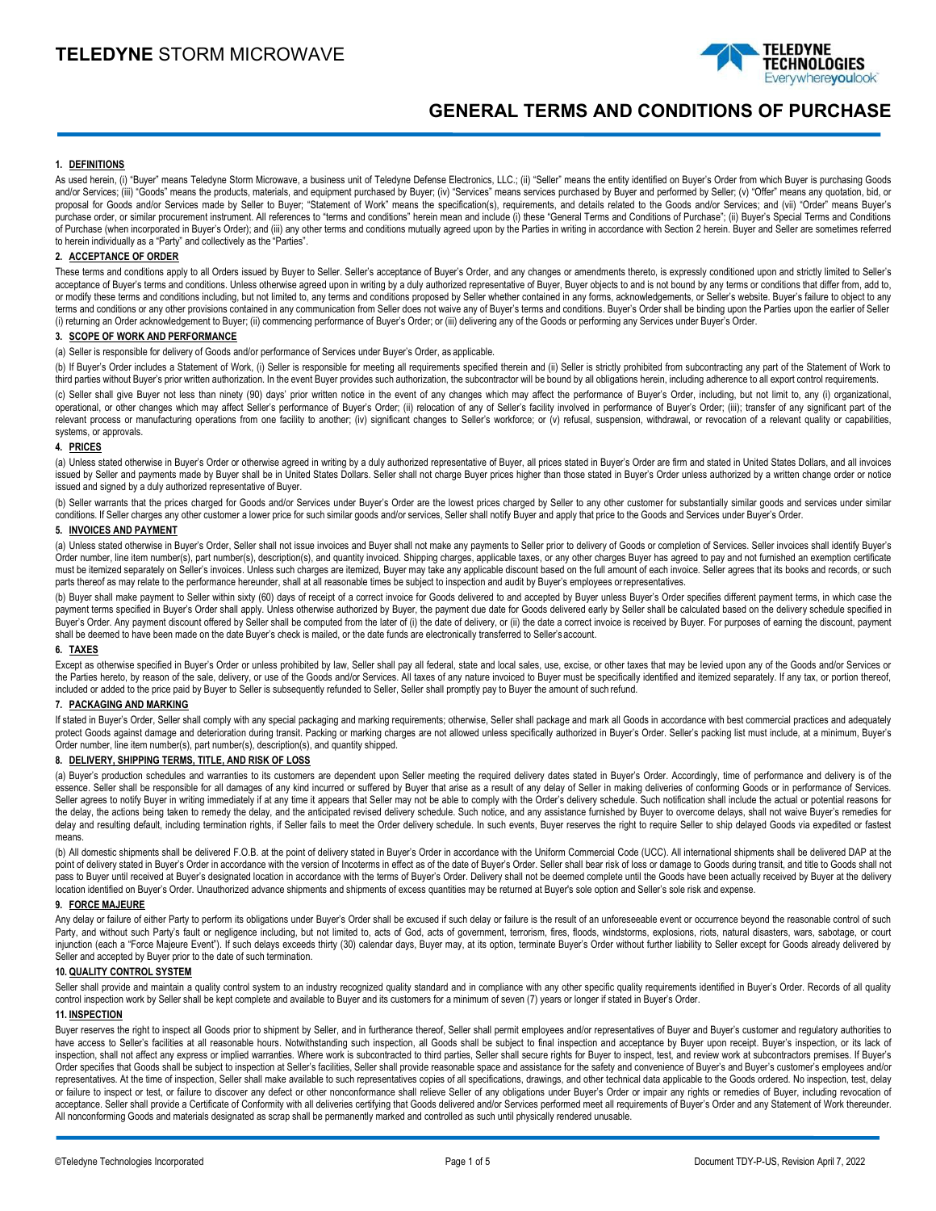# TELEDYNE STORM MICROWAVE

# GENERAL TERMS AND CONDITIONS OF PURCHASE

## 1. DEFINITIONS

As used herein, (i) "Buyer" means Teledyne Storm Microwave, a business unit of Teledyne Defense Electronics, LLC.; (ii) "Seller" means the entity identified on Buyer's Order from which Buyer is purchasing Goods and/or Services; (iii) "Goods" means the products, materials, and equipment purchased by Buyer; (iv) "Services" means services purchased by Buyer and performed by Seller; (v) "Offer" means any quotation, bid, or proposal for Goods and/or Services made by Seller to Buyer; "Statement of Work" means the specification(s), requirements, and details related to the Goods and/or Services; and (vii) "Order" means Buyer's purchase order, or similar procurement instrument. All references to "terms and conditions" herein mean and include (i) these "General Terms and Conditions of Purchase"; (ii) Buyer's Special Terms and Conditions of Purchase (when incorporated in Buyer's Order); and (iii) any other terms and conditions mutually agreed upon by the Parties in writing in accordance with Section 2 herein. Buyer and Seller are sometimes referred to herein individually as a "Party" and collectively as the "Parties".

## 2. ACCEPTANCE OF ORDER

These terms and conditions apply to all Orders issued by Buyer to Seller. Seller's acceptance of Buyer's Order, and any changes or amendments thereto, is expressly conditioned upon and strictly limited to Seller's acceptance of Buyer's terms and conditions. Unless otherwise agreed upon in writing by a duly authorized representative of Buyer, Buyer objects to and is not bound by any terms or conditions that differ from, add to, or modify these terms and conditions including, but not limited to, any terms and conditions proposed by Seller whether contained in any forms, acknowledgements, or Seller's website. Buyer's failure to object to any terms and conditions or any other provisions contained in any communication from Seller does not waive any of Buyer's terms and conditions. Buyer's Order shall be binding upon the Parties upon the earlier of Seller (i) returning an Order acknowledgement to Buyer; (ii) commencing performance of Buyer's Order; or (iii) delivering any of the Goods or performing any Services under Buyer's Order.

## 3. SCOPE OF WORK AND PERFORMANCE

(a) Seller is responsible for delivery of Goods and/or performance of Services under Buyer's Order, as applicable.

(b) If Buyer's Order includes a Statement of Work, (i) Seller is responsible for meeting all requirements specified therein and (ii) Seller is strictly prohibited from subcontracting any part of the Statement of Work to third parties without Buyer's prior written authorization. In the event Buyer provides such authorization, the subcontractor will be bound by all obligations herein, including adherence to all export control requirements.

(c) Seller shall give Buyer not less than ninety (90) days' prior written notice in the event of any changes which may affect the performance of Buyer's Order, including, but not limit to, any (i) organizational, operational, or other changes which may affect Seller's performance of Buyer's Order; (ii) relocation of any of Seller's facility involved in performance of Buyer's Order; (iii); transfer of any significant part of the relevant process or manufacturing operations from one facility to another; (iv) significant changes to Seller's workforce; or (v) refusal, suspension, withdrawal, or revocation of a relevant quality or capabilities, systems, or approvals.

## 4. PRICES

(a) Unless stated otherwise in Buyer's Order or otherwise agreed in writing by a duly authorized representative of Buyer, all prices stated in Buyer's Order are firm and stated in United States Dollars, and all invoices issued by Seller and payments made by Buyer shall be in United States Dollars. Seller shall not charge Buyer prices higher than those stated in Buyer's Order unless authorized by a written change order or notice issued and signed by a duly authorized representative of Buyer.

(b) Seller warrants that the prices charged for Goods and/or Services under Buyer's Order are the lowest prices charged by Seller to any other customer for substantially similar goods and services under similar conditions. If Seller charges any other customer a lower price for such similar goods and/or services, Seller shall notify Buyer and apply that price to the Goods and Services under Buyer's Order.

## 5. INVOICES AND PAYMENT

(a) Unless stated otherwise in Buyer's Order, Seller shall not issue invoices and Buyer shall not make any payments to Seller prior to delivery of Goods or completion of Services. Seller invoices shall identify Buyer's Order number, line item number(s), part number(s), description(s), and quantity invoiced. Shipping charges, applicable taxes, or any other charges Buyer has agreed to pay and not furnished an exemption certificate must be itemized separately on Seller's invoices. Unless such charges are itemized, Buyer may take any applicable discount based on the full amount of each invoice. Seller agrees that its books and records, or such parts thereof as may relate to the performance hereunder, shall at all reasonable times be subject to inspection and audit by Buyer's employees or representatives.

(b) Buyer shall make payment to Seller within sixty (60) days of receipt of a correct invoice for Goods delivered to and accepted by Buyer unless Buyer's Order specifies different payment terms, in which case the payment terms specified in Buyer's Order shall apply. Unless otherwise authorized by Buyer, the payment due date for Goods delivered early by Seller shall be calculated based on the delivery schedule specified in Buyer's Order. Any payment discount offered by Seller shall be computed from the later of (i) the date of delivery, or (ii) the date a correct invoice is received by Buyer. For purposes of earning the discount, payment shall be deemed to have been made on the date Buyer's check is mailed, or the date funds are electronically transferred to Seller's account.

## 6. TAXES

Except as otherwise specified in Buyer's Order or unless prohibited by law, Seller shall pay all federal, state and local sales, use, excise, or other taxes that may be levied upon any of the Goods and/or Services or the Parties hereto, by reason of the sale, delivery, or use of the Goods and/or Services. All taxes of any nature invoiced to Buyer must be specifically identified and itemized separately. If any tax, or portion thereof, included or added to the price paid by Buyer to Seller is subsequently refunded to Seller, Seller shall promptly pay to Buyer the amount of such refund.

## 7. PACKAGING AND MARKING

If stated in Buyer's Order, Seller shall comply with any special packaging and marking requirements; otherwise, Seller shall package and mark all Goods in accordance with best commercial practices and adequately protect Goods against damage and deterioration during transit. Packing or marking charges are not allowed unless specifically authorized in Buyer's Order. Seller's packing list must include, at a minimum, Buyer's Order number, line item number(s), part number(s), description(s), and quantity shipped.

## 8. DELIVERY, SHIPPING TERMS, TITLE, AND RISK OF LOSS

(a) Buyer's production schedules and warranties to its customers are dependent upon Seller meeting the required delivery dates stated in Buyer's Order. Accordingly, time of performance and delivery is of the essence. Seller shall be responsible for all damages of any kind incurred or suffered by Buyer that arise as a result of any delay of Seller in making deliveries of conforming Goods or in performance of Services. Seller agrees to notify Buyer in writing immediately if at any time it appears that Seller may not be able to comply with the Order's delivery schedule. Such notification shall include the actual or potential reasons for the delay, the actions being taken to remedy the delay, and the anticipated revised delivery schedule. Such notice, and any assistance furnished by Buyer to overcome delays, shall not waive Buyer's remedies for delay and resulting default, including termination rights, if Seller fails to meet the Order delivery schedule. In such events, Buyer reserves the right to require Seller to ship delayed Goods via expedited or fastest means.

(b) All domestic shipments shall be delivered F.O.B. at the point of delivery stated in Buyer's Order in accordance with the Uniform Commercial Code (UCC). All international shipments shall be delivered DAP at the point of delivery stated in Buyer's Order in accordance with the version of Incoterms in effect as of the date of Buyer's Order. Seller shall bear risk of loss or damage to Goods during transit, and title to Goods shall not pass to Buyer until received at Buyer's designated location in accordance with the terms of Buyer's Order. Delivery shall not be deemed complete until the Goods have been actually received by Buyer at the delivery location identified on Buyer's Order. Unauthorized advance shipments and shipments of excess quantities may be returned at Buyer's sole option and Seller's sole risk and expense.

## 9. FORCE MAJEURE

Any delay or failure of either Party to perform its obligations under Buyer's Order shall be excused if such delay or failure is the result of an unforeseeable event or occurrence beyond the reasonable control of such Party, and without such Party's fault or negligence including, but not limited to, acts of God, acts of government, terrorism, fires, floods, windstorms, explosions, riots, natural disasters, wars, sabotage, or court injunction (each a "Force Majeure Event"). If such delays exceeds thirty (30) calendar days, Buyer may, at its option, terminate Buyer's Order without further liability to Seller except for Goods already delivered by Seller and accepted by Buyer prior to the date of such termination.

## 10. QUALITY CONTROL SYSTEM

Seller shall provide and maintain a quality control system to an industry recognized quality standard and in compliance with any other specific quality requirements identified in Buyer's Order. Records of all quality control inspection work by Seller shall be kept complete and available to Buyer and its customers for a minimum of seven (7) years or longer if stated in Buyer's Order.

## 11. INSPECTION

Buyer reserves the right to inspect all Goods prior to shipment by Seller, and in furtherance thereof, Seller shall permit employees and/or representatives of Buyer and Buyer's customer and regulatory authorities to have access to Seller's facilities at all reasonable hours. Notwithstanding such inspection, all Goods shall be subject to final inspection and acceptance by Buyer upon receipt. Buyer's inspection, or its lack of inspection, shall not affect any express or implied warranties. Where work is subcontracted to third parties, Seller shall secure rights for Buyer to inspect, test, and review work at subcontractors premises. If Buyer's Order specifies that Goods shall be subject to inspection at Seller's facilities, Seller shall provide reasonable space and assistance for the safety and convenience of Buyer's and Buyer's customer's employees and/or representatives. At the time of inspection, Seller shall make available to such representatives copies of all specifications, drawings, and other technical data applicable to the Goods ordered. No inspection, test, delay or failure to inspect or test, or failure to discover any defect or other nonconformance shall relieve Seller of any obligations under Buyer's Order or impair any rights or remedies of Buyer, including revocation of acceptance. Seller shall provide a Certificate of Conformity with all deliveries certifying that Goods delivered and/or Services performed meet all requirements of Buyer's Order and any Statement of Work thereunder. All nonconforming Goods and materials designated as scrap shall be permanently marked and controlled as such until physically rendered unusable.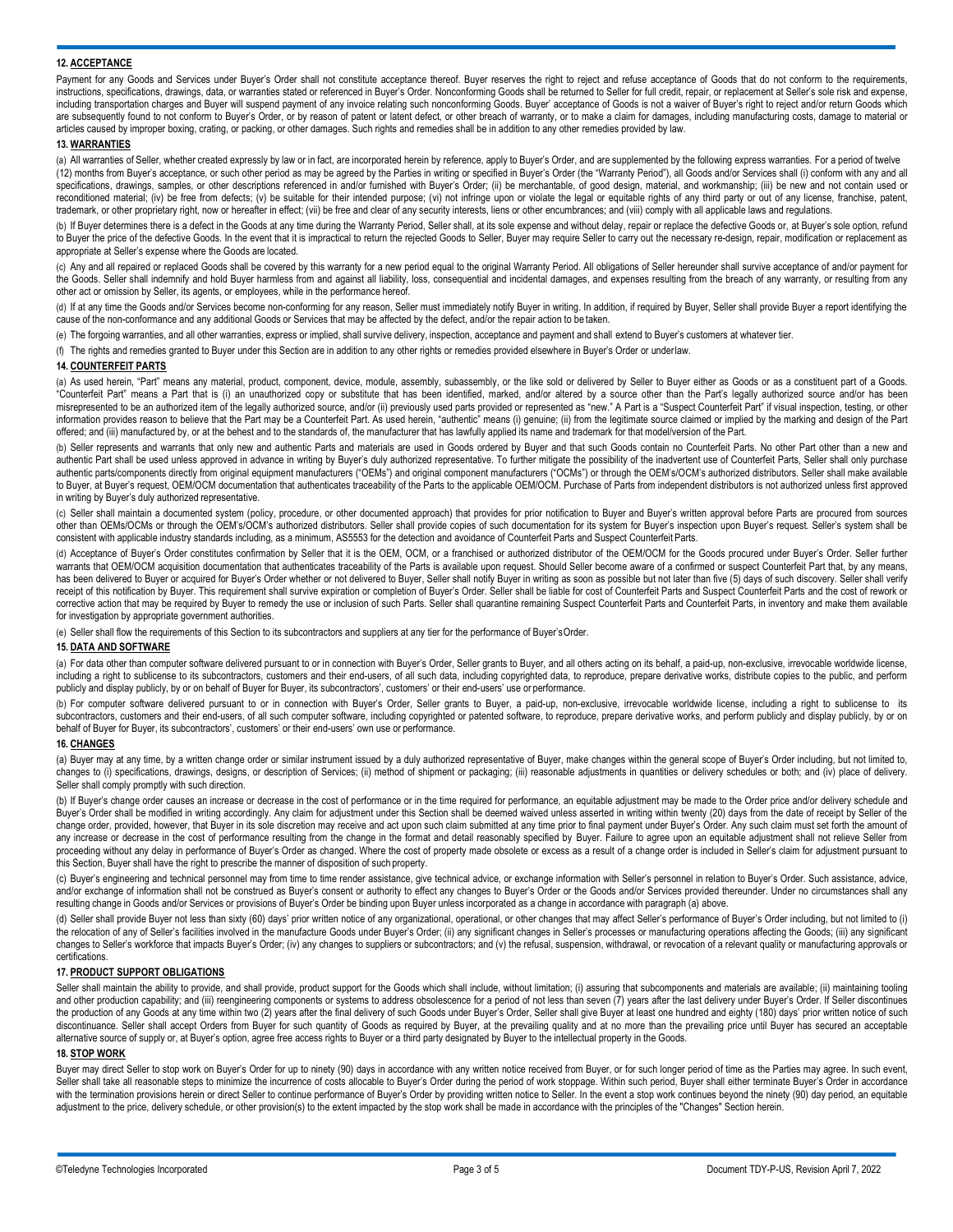### 12. ACCEPTANCE

Payment for any Goods and Services under Buyer's Order shall not constitute acceptance thereof. Buyer reserves the right to reject and refuse acceptance of Goods that do not conform to the requirements, instructions, specifications, drawings, data, or warranties stated or referenced in Buyer's Order. Nonconforming Goods shall be returned to Seller for full credit, repair, or replacement at Seller's sole risk and expense, including transportation charges and Buyer will suspend payment of any invoice relating such nonconforming Goods. Buyer' acceptance of Goods is not a waiver of Buyer's right to reject and/or return Goods which are subsequently found to not conform to Buyer's Order, or by reason of patent or latent defect, or other breach of warranty, or to make a claim for damages, including manufacturing costs, damage to material or articles caused by improper boxing, crating, or packing, or other damages. Such rights and remedies shall be in addition to any other remedies provided by law.

### 13. WARRANTIES

(a) All warranties of Seller, whether created expressly by law or in fact, are incorporated herein by reference, apply to Buyer's Order, and are supplemented by the following express warranties. For a period of twelve (12) months from Buyer's acceptance, or such other period as may be agreed by the Parties in writing or specified in Buyer's Order (the "Warranty Period"), all Goods and/or Services shall (i) conform with any and all specifications, drawings, samples, or other descriptions referenced in and/or furnished with Buyer's Order; (ii) be merchantable, of good design, material, and workmanship; (iii) be new and not contain used or reconditioned material; (iv) be free from defects; (v) be suitable for their intended purpose; (vi) not infringe upon or violate the legal or equitable rights of any third party or out of any license, franchise, patent, trademark, or other proprietary right, now or hereafter in effect; (vii) be free and clear of any security interests, liens or other encumbrances; and (viii) comply with all applicable laws and regulations.

(b) If Buyer determines there is a defect in the Goods at any time during the Warranty Period, Seller shall, at its sole expense and without delay, repair or replace the defective Goods or, at Buyer's sole option, refund to Buyer the price of the defective Goods. In the event that it is impractical to return the rejected Goods to Seller, Buyer may require Seller to carry out the necessary re-design, repair, modification or replacement as appropriate at Seller's expense where the Goods are located.

(c) Any and all repaired or replaced Goods shall be covered by this warranty for a new period equal to the original Warranty Period. All obligations of Seller hereunder shall survive acceptance of and/or payment for the Goods. Seller shall indemnify and hold Buyer harmless from and against all liability, loss, consequential and incidental damages, and expenses resulting from the breach of any warranty, or resulting from any other act or omission by Seller, its agents, or employees, while in the performance hereof.

(d) If at any time the Goods and/or Services become non-conforming for any reason, Seller must immediately notify Buyer in writing. In addition, if required by Buyer, Seller shall provide Buyer a report identifying the cause of the non-conformance and any additional Goods or Services that may be affected by the defect, and/or the repair action to be taken.

(e) The forgoing warranties, and all other warranties, express or implied, shall survive delivery, inspection, acceptance and payment and shall extend to Buyer's customers at whatever tier.

(f) The rights and remedies granted to Buyer under this Section are in addition to any other rights or remedies provided elsewhere in Buyer's Order or under law.

### 14. COUNTERFEIT PARTS

(a) As used herein, "Part" means any material, product, component, device, module, assembly, subassembly, or the like sold or delivered by Seller to Buyer either as Goods or as a constituent part of a Goods. "Counterfeit Part" means a Part that is (i) an unauthorized copy or substitute that has been identified, marked, and/or altered by a source other than the Part's legally authorized source and/or has been misrepresented to be an authorized item of the legally authorized source, and/or (ii) previously used parts provided or represented as "new." A Part is a "Suspect Counterfeit Part" if visual inspection, testing, or other information provides reason to believe that the Part may be a Counterfeit Part. As used herein, "authentic" means (i) genuine; (ii) from the legitimate source claimed or implied by the marking and design of the Part offered; and (iii) manufactured by, or at the behest and to the standards of, the manufacturer that has lawfully applied its name and trademark for that model/version of the Part.

(b) Seller represents and warrants that only new and authentic Parts and materials are used in Goods ordered by Buyer and that such Goods contain no Counterfeit Parts. No other Part other than a new and authentic Part shall be used unless approved in advance in writing by Buyer's duly authorized representative. To further mitigate the possibility of the inadvertent use of Counterfeit Parts, Seller shall only purchase authentic parts/components directly from original equipment manufacturers ("OEMs") and original component manufacturers ("OCMs") or through the OEM's/OCM's authorized distributors. Seller shall make available to Buyer, at Buyer's request, OEM/OCM documentation that authenticates traceability of the Parts to the applicable OEM/OCM. Purchase of Parts from independent distributors is not authorized unless first approved in writing by Buyer's duly authorized representative.

(c) Seller shall maintain a documented system (policy, procedure, or other documented approach) that provides for prior notification to Buyer and Buyer's written approval before Parts are procured from sources other than OEMs/OCMs or through the OEM's/OCM's authorized distributors. Seller shall provide copies of such documentation for its system for Buyer's inspection upon Buyer's request. Seller's system shall be consistent with applicable industry standards including, as a minimum, AS5553 for the detection and avoidance of Counterfeit Parts and Suspect Counterfeit Parts.

(d) Acceptance of Buyer's Order constitutes confirmation by Seller that it is the OEM, OCM, or a franchised or authorized distributor of the OEM/OCM for the Goods procured under Buyer's Order. Seller further warrants that OEM/OCM acquisition documentation that authenticates traceability of the Parts is available upon request. Should Seller become aware of a confirmed or suspect Counterfeit Part that, by any means, has been delivered to Buyer or acquired for Buyer's Order whether or not delivered to Buyer, Seller shall notify Buyer in writing as soon as possible but not later than five (5) days of such discovery. Seller shall verify receipt of this notification by Buyer. This requirement shall survive expiration or completion of Buyer's Order. Seller shall be liable for cost of Counterfeit Parts and Suspect Counterfeit Parts and the cost of rework or corrective action that may be required by Buyer to remedy the use or inclusion of such Parts. Seller shall quarantine remaining Suspect Counterfeit Parts and Counterfeit Parts, in inventory and make them available for investigation by appropriate government authorities.

(e) Seller shall flow the requirements of this Section to its subcontractors and suppliers at any tier for the performance of Buyer's Order.

### 15. DATA AND SOFTWARE

(a) For data other than computer software delivered pursuant to or in connection with Buyer's Order, Seller grants to Buyer, and all others acting on its behalf, a paid-up, non-exclusive, irrevocable worldwide license, including a right to sublicense to its subcontractors, customers and their end-users, of all such data, including copyrighted data, to reproduce, prepare derivative works, distribute copies to the public, and perform publicly and display publicly, by or on behalf of Buyer for Buyer, its subcontractors', customers' or their end-users' use or performance.

(b) For computer software delivered pursuant to or in connection with Buyer's Order, Seller grants to Buyer, a paid-up, non-exclusive, irrevocable worldwide license, including a right to sublicense to its subcontractors, customers and their end-users, of all such computer software, including copyrighted or patented software, to reproduce, prepare derivative works, and perform publicly and display publicly, by or on behalf of Buyer for Buyer, its subcontractors', customers' or their end-users' own use or performance.

### 16. CHANGES

(a) Buyer may at any time, by a written change order or similar instrument issued by a duly authorized representative of Buyer, make changes within the general scope of Buyer's Order including, but not limited to, changes to (i) specifications, drawings, designs, or description of Services; (ii) method of shipment or packaging; (iii) reasonable adjustments in quantities or delivery schedules or both; and (iv) place of delivery. Seller shall comply promptly with such direction.

(b) If Buyer's change order causes an increase or decrease in the cost of performance or in the time required for performance, an equitable adjustment may be made to the Order price and/or delivery schedule and Buyer's Order shall be modified in writing accordingly. Any claim for adjustment under this Section shall be deemed waived unless asserted in writing within twenty (20) days from the date of receipt by Seller of the change order, provided, however, that Buyer in its sole discretion may receive and act upon such claim submitted at any time prior to final payment under Buyer's Order. Any such claim must set forth the amount of any increase or decrease in the cost of performance resulting from the change in the format and detail reasonably specified by Buyer. Failure to agree upon an equitable adjustment shall not relieve Seller from proceeding without any delay in performance of Buyer's Order as changed. Where the cost of property made obsolete or excess as a result of a change order is included in Seller's claim for adjustment pursuant to this Section, Buyer shall have the right to prescribe the manner of disposition of such property.

(c) Buyer's engineering and technical personnel may from time to time render assistance, give technical advice, or exchange information with Seller's personnel in relation to Buyer's Order. Such assistance, advice, and/or exchange of information shall not be construed as Buyer's consent or authority to effect any changes to Buyer's Order or the Goods and/or Services provided thereunder. Under no circumstances shall any resulting change in Goods and/or Services or provisions of Buyer's Order be binding upon Buyer unless incorporated as a change in accordance with paragraph (a) above.

(d) Seller shall provide Buyer not less than sixty (60) days' prior written notice of any organizational, operational, or other changes that may affect Seller's performance of Buyer's Order including, but not limited to (i) the relocation of any of Seller's facilities involved in the manufacture Goods under Buyer's Order; (ii) any significant changes in Seller's processes or manufacturing operations affecting the Goods; (iii) any significant changes to Seller's workforce that impacts Buyer's Order; (iv) any changes to suppliers or subcontractors; and (v) the refusal, suspension, withdrawal, or revocation of a relevant quality or manufacturing approvals or certifications.

### 17. PRODUCT SUPPORT OBLIGATIONS

Seller shall maintain the ability to provide, and shall provide, product support for the Goods which shall include, without limitation; (i) assuring that subcomponents and materials are available; (ii) maintaining tooling and other production capability; and (iii) reengineering components or systems to address obsolescence for a period of not less than seven (7) years after the last delivery under Buyer's Order. If Seller discontinues the production of any Goods at any time within two (2) years after the final delivery of such Goods under Buyer's Order, Seller shall give Buyer at least one hundred and eighty (180) days' prior written notice of such discontinuance. Seller shall accept Orders from Buyer for such quantity of Goods as required by Buyer, at the prevailing quality and at no more than the prevailing price until Buyer has secured an acceptable alternative source of supply or, at Buyer's option, agree free access rights to Buyer or a third party designated by Buyer to the intellectual property in the Goods.

### 18. STOP WORK

Buyer may direct Seller to stop work on Buyer's Order for up to ninety (90) days in accordance with any written notice received from Buyer, or for such longer period of time as the Parties may agree. In such event, Seller shall take all reasonable steps to minimize the incurrence of costs allocable to Buyer's Order during the period of work stoppage. Within such period, Buyer shall either terminate Buyer's Order in accordance with the termination provisions herein or direct Seller to continue performance of Buyer's Order by providing written notice to Seller. In the event a stop work continues beyond the ninety (90) day period, an equitable adjustment to the price, delivery schedule, or other provision(s) to the extent impacted by the stop work shall be made in accordance with the principles of the "Changes" Section herein.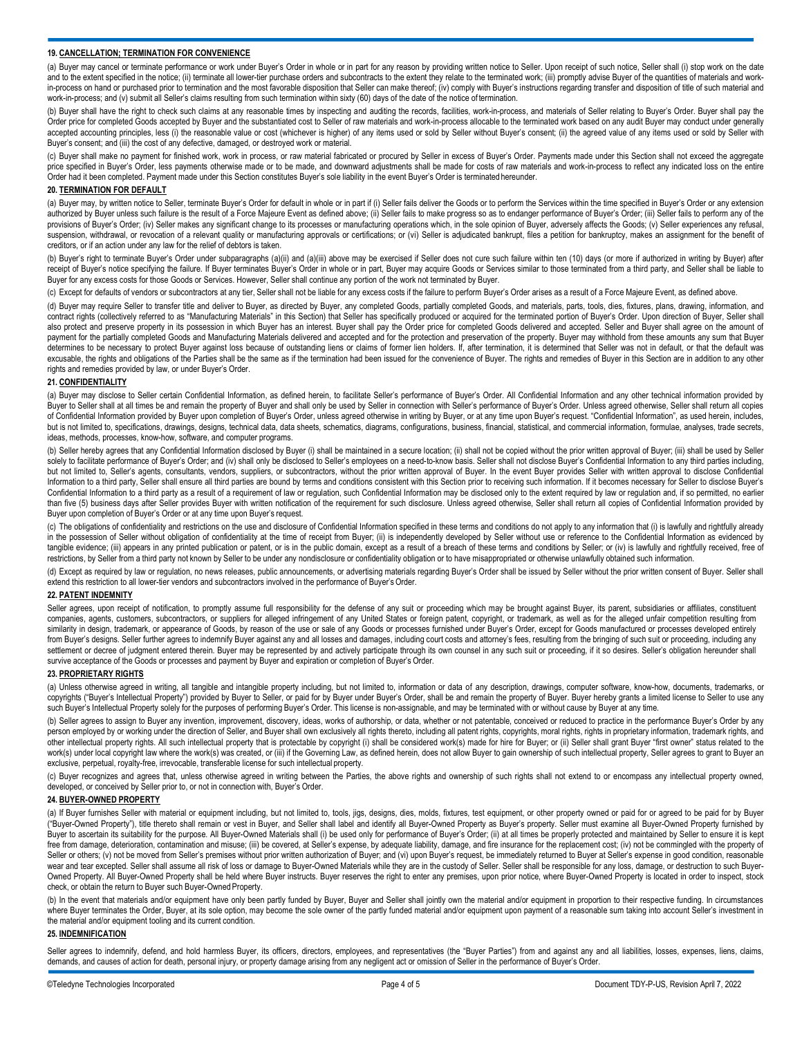**19. CANCELLATION; TERMINATION FOR CONVENIENCE**

(a) Buyer may cancel or terminate performance or work under Buyer's Order in whole or in part for any reason by providing written notice to Seller. Upon receipt of such notice, Seller shall (i) stop work on the date and to the extent specified in the notice; (ii) terminate all lower-tier purchase orders and subcontracts to the extent they relate to the terminated work; (iii) promptly advise Buyer of the quantities of materials and work-in-process on hand or purchased prior to termination and the most favorable disposition that Seller can make thereof; (iv) comply with Buyer's instructions regarding transfer and disposition of title of such material and work-in-process; and (v) submit all Seller's claims resulting from such termination within sixty (60) days of the date of the notice of termination.

(b) Buyer shall have the right to check such claims at any reasonable times by inspecting and auditing the records, facilities, work-in-process, and materials of Seller relating to Buyer's Order. Buyer shall pay the Order price for completed Goods accepted by Buyer and the substantiated cost to Seller of raw materials and work-in-process allocable to the terminated work based on any audit Buyer may conduct under generally accepted accounting principles, less (i) the reasonable value or cost (whichever is higher) of any items used or sold by Seller without Buyer's consent; (ii) the agreed value of any items used or sold by Seller with Buyer's consent; and (iii) the cost of any defective, damaged, or destroyed work or material.

(c) Buyer shall make no payment for finished work, work in process, or raw material fabricated or procured by Seller in excess of Buyer's Order. Payments made under this Section shall not exceed the aggregate price specified in Buyer's Order, less payments otherwise made or to be made, and downward adjustments shall be made for costs of raw materials and work-in-process to reflect any indicated loss on the entire Order had it been completed. Payment made under this Section constitutes Buyer's sole liability in the event Buyer's Order is terminated hereunder.

**20. TERMINATION FOR DEFAULT**

(a) Buyer may, by written notice to Seller, terminate Buyer's Order for default in whole or in part if (i) Seller fails deliver the Goods or to perform the Services within the time specified in Buyer's Order or any extension authorized by Buyer unless such failure is the result of a Force Majeure Event as defined above; (ii) Seller fails to make progress so as to endanger performance of Buyer's Order; (iii) Seller fails to perform any of the provisions of Buyer's Order; (iv) Seller makes any significant change to its processes or manufacturing operations which, in the sole opinion of Buyer, adversely affects the Goods; (v) Seller experiences any refusal, suspension, withdrawal, or revocation of a relevant quality or manufacturing approvals or certifications; or (vi) Seller is adjudicated bankrupt, files a petition for bankruptcy, makes an assignment for the benefit of creditors, or if an action under any law for the relief of debtors is taken.

(b) Buyer's right to terminate Buyer's Order under subparagraphs (a)(ii) and (a)(iii) above may be exercised if Seller does not cure such failure within ten (10) days (or more if authorized in writing by Buyer) after receipt of Buyer's notice specifying the failure. If Buyer terminates Buyer's Order in whole or in part, Buyer may acquire Goods or Services similar to those terminated from a third party, and Seller shall be liable to Buyer for any excess costs for those Goods or Services. However, Seller shall continue any portion of the work not terminated by Buyer.

(c) Except for defaults of vendors or subcontractors at any tier, Seller shall not be liable for any excess costs if the failure to perform Buyer's Order arises as a result of a Force Majeure Event, as defined above.

(d) Buyer may require Seller to transfer title and deliver to Buyer, as directed by Buyer, any completed Goods, partially completed Goods, and materials, parts, tools, dies, fixtures, plans, drawing, information, and contract rights (collectively referred to as "Manufacturing Materials" in this Section) that Seller has specifically produced or acquired for the terminated portion of Buyer's Order. Upon direction of Buyer, Seller shall also protect and preserve property in its possession in which Buyer has an interest. Buyer shall pay the Order price for completed Goods delivered and accepted. Seller and Buyer shall agree on the amount of payment for the partially completed Goods and Manufacturing Materials delivered and accepted and for the protection and preservation of the property. Buyer may withhold from these amounts any sum that Buyer determines to be necessary to protect Buyer against loss because of outstanding liens or claims of former lien holders. If, after termination, it is determined that Seller was not in default, or that the default was excusable, the rights and obligations of the Parties shall be the same as if the termination had been issued for the convenience of Buyer. The rights and remedies of Buyer in this Section are in addition to any other rights and remedies provided by law, or under Buyer's Order.

**21. CONFIDENTIALITY**

(a) Buyer may disclose to Seller certain Confidential Information, as defined herein, to facilitate Seller's performance of Buyer's Order. All Confidential Information and any other technical information provided by Buyer to Seller shall at all times be and remain the property of Buyer and shall only be used by Seller in connection with Seller's performance of Buyer's Order. Unless agreed otherwise, Seller shall return all copies of Confidential Information provided by Buyer upon completion of Buyer's Order, unless agreed otherwise in writing by Buyer, or at any time upon Buyer's request. "Confidential Information", as used herein, includes, but is not limited to, specifications, drawings, designs, technical data, data sheets, schematics, diagrams, configurations, business, financial, statistical, and commercial information, formulae, analyses, trade secrets, ideas, methods, processes, know-how, software, and computer programs.

(b) Seller hereby agrees that any Confidential Information disclosed by Buyer (i) shall be maintained in a secure location; (ii) shall not be copied without the prior written approval of Buyer; (iii) shall be used by Seller solely to facilitate performance of Buyer's Order; and (iv) shall only be disclosed to Seller's employees on a need-to-know basis. Seller shall not disclose Buyer's Confidential Information to any third parties including, but not limited to, Seller's agents, consultants, vendors, suppliers, or subcontractors, without the prior written approval of Buyer. In the event Buyer provides Seller with written approval to disclose Confidential Information to a third party, Seller shall ensure all third parties are bound by terms and conditions consistent with this Section prior to receiving such information. If it becomes necessary for Seller to disclose Buyer's Confidential Information to a third party as a result of a requirement of law or regulation, such Confidential Information may be disclosed only to the extent required by law or regulation and, if so permitted, no earlier than five (5) business days after Seller provides Buyer with written notification of the requirement for such disclosure. Unless agreed otherwise, Seller shall return all copies of Confidential Information provided by Buyer upon completion of Buyer's Order or at any time upon Buyer's request.

(c) The obligations of confidentiality and restrictions on the use and disclosure of Confidential Information specified in these terms and conditions do not apply to any information that (i) is lawfully and rightfully already in the possession of Seller without obligation of confidentiality at the time of receipt from Buyer; (ii) is independently developed by Seller without use or reference to the Confidential Information as evidenced by tangible evidence; (iii) appears in any printed publication or patent, or is in the public domain, except as a result of a breach of these terms and conditions by Seller; or (iv) is lawfully and rightfully received, free of restrictions, by Seller from a third party not known by Seller to be under any nondisclosure or confidentiality obligation or to have misappropriated or otherwise unlawfully obtained such information.

(d) Except as required by law or regulation, no news releases, public announcements, or advertising materials regarding Buyer's Order shall be issued by Seller without the prior written consent of Buyer. Seller shall extend this restriction to all lower-tier vendors and subcontractors involved in the performance of Buyer's Order.

**22. PATENT INDEMNITY**

Seller agrees, upon receipt of notification, to promptly assume full responsibility for the defense of any suit or proceeding which may be brought against Buyer, its parent, subsidiaries or affiliates, constituent companies, agents, customers, subcontractors, or suppliers for alleged infringement of any United States or foreign patent, copyright, or trademark, as well as for the alleged unfair competition resulting from similarity in design, trademark, or appearance of Goods, by reason of the use or sale of any Goods or processes furnished under Buyer's Order, except for Goods manufactured or processes developed entirely from Buyer's designs. Seller further agrees to indemnify Buyer against any and all losses and damages, including court costs and attorney's fees, resulting from the bringing of such suit or proceeding, including any settlement or decree of judgment entered therein. Buyer may be represented by and actively participate through its own counsel in any such suit or proceeding, if it so desires. Seller's obligation hereunder shall survive acceptance of the Goods or processes and payment by Buyer and expiration or completion of Buyer's Order.

**23. PROPRIETARY RIGHTS**

(a) Unless otherwise agreed in writing, all tangible and intangible property including, but not limited to, information or data of any description, drawings, computer software, know-how, documents, trademarks, or copyrights ("Buyer's Intellectual Property") provided by Buyer to Seller, or paid for by Buyer under Buyer's Order, shall be and remain the property of Buyer. Buyer hereby grants a limited license to Seller to use any such Buyer's Intellectual Property solely for the purposes of performing Buyer's Order. This license is non-assignable, and may be terminated with or without cause by Buyer at any time.

(b) Seller agrees to assign to Buyer any invention, improvement, discovery, ideas, works of authorship, or data, whether or not patentable, conceived or reduced to practice in the performance Buyer's Order by any person employed by or working under the direction of Seller, and Buyer shall own exclusively all rights thereto, including all patent rights, copyrights, moral rights, rights in proprietary information, trademark rights, and other intellectual property rights. All such intellectual property that is protectable by copyright (i) shall be considered work(s) made for hire for Buyer; or (ii) Seller shall grant Buyer "first owner" status related to the work(s) under local copyright law where the work(s) was created, or (iii) if the Governing Law, as defined herein, does not allow Buyer to gain ownership of such intellectual property, Seller agrees to grant to Buyer an exclusive, perpetual, royalty-free, irrevocable, transferable license for such intellectual property.

(c) Buyer recognizes and agrees that, unless otherwise agreed in writing between the Parties, the above rights and ownership of such rights shall not extend to or encompass any intellectual property owned, developed, or conceived by Seller prior to, or not in connection with, Buyer's Order.

**24. BUYER-OWNED PROPERTY**

(a) If Buyer furnishes Seller with material or equipment including, but not limited to, tools, jigs, designs, dies, molds, fixtures, test equipment, or other property owned or paid for or agreed to be paid for by Buyer ("Buyer-Owned Property"), title thereto shall remain or vest in Buyer, and Seller shall label and identify all Buyer-Owned Property as Buyer's property. Seller must examine all Buyer-Owned Property furnished by Buyer to ascertain its suitability for the purpose. All Buyer-Owned Materials shall (i) be used only for performance of Buyer's Order; (ii) at all times be properly protected and maintained by Seller to ensure it is kept free from damage, deterioration, contamination and misuse; (iii) be covered, at Seller's expense, by adequate liability, damage, and fire insurance for the replacement cost; (iv) not be commingled with the property of Seller or others; (v) not be moved from Seller's premises without prior written authorization of Buyer; and (vi) upon Buyer's request, be immediately returned to Buyer at Seller's expense in good condition, reasonable wear and tear excepted. Seller shall assume all risk of loss or damage to Buyer-Owned Materials while they are in the custody of Seller. Seller shall be responsible for any loss, damage, or destruction to such Buyer-Owned Property. All Buyer-Owned Property shall be held where Buyer instructs. Buyer reserves the right to enter any premises, upon prior notice, where Buyer-Owned Property is located in order to inspect, stock check, or obtain the return to Buyer such Buyer-Owned Property.

(b) In the event that materials and/or equipment have only been partly funded by Buyer, Buyer and Seller shall jointly own the material and/or equipment in proportion to their respective funding. In circumstances where Buyer terminates the Order, Buyer, at its sole option, may become the sole owner of the partly funded material and/or equipment upon payment of a reasonable sum taking into account Seller's investment in the material and/or equipment tooling and its current condition.

**25. INDEMNIFICATION**

Seller agrees to indemnify, defend, and hold harmless Buyer, its officers, directors, employees, and representatives (the "Buyer Parties") from and against any and all liabilities, losses, expenses, liens, claims, demands, and causes of action for death, personal injury, or property damage arising from any negligent act or omission of Seller in the performance of Buyer's Order.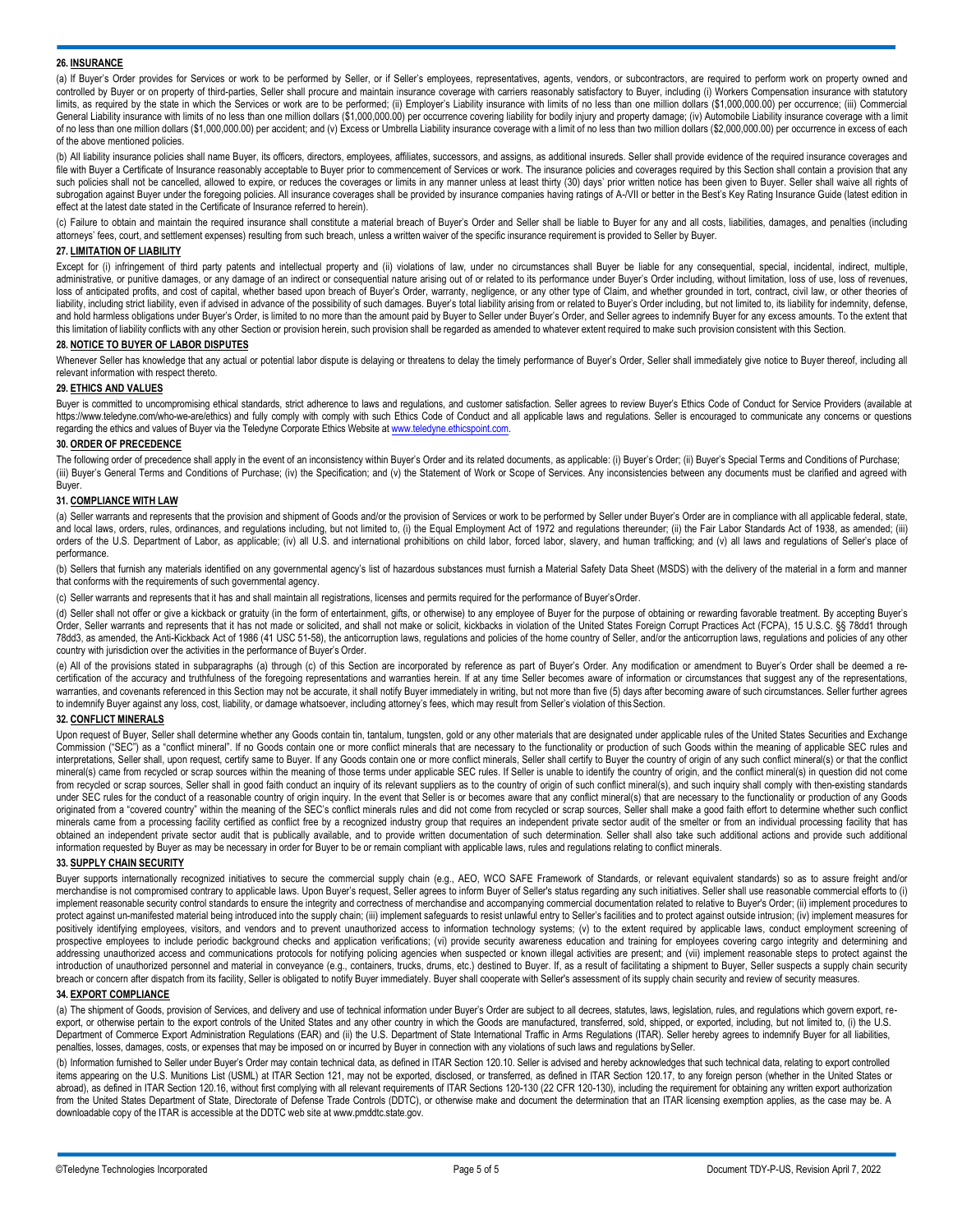### 26. INSURANCE

(a) If Buyer's Order provides for Services or work to be performed by Seller, or if Seller's employees, representatives, agents, vendors, or subcontractors, are required to perform work on property owned and controlled by Buyer or on property of third-parties, Seller shall procure and maintain insurance coverage with carriers reasonably satisfactory to Buyer, including (i) Workers Compensation insurance with statutory limits, as required by the state in which the Services or work are to be performed; (ii) Employer's Liability insurance with limits of no less than one million dollars ($1,000,000.00) per occurrence; (iii) Commercial General Liability insurance with limits of no less than one million dollars ($1,000,000.00) per occurrence covering liability for bodily injury and property damage; (iv) Automobile Liability insurance coverage with a limit of no less than one million dollars ($1,000,000.00) per accident; and (v) Excess or Umbrella Liability insurance coverage with a limit of no less than two million dollars ($2,000,000.00) per occurrence in excess of each of the above mentioned policies.

(b) All liability insurance policies shall name Buyer, its officers, directors, employees, affiliates, successors, and assigns, as additional insureds. Seller shall provide evidence of the required insurance coverages and file with Buyer a Certificate of Insurance reasonably acceptable to Buyer prior to commencement of Services or work. The insurance policies and coverages required by this Section shall contain a provision that any such policies shall not be cancelled, allowed to expire, or reduces the coverages or limits in any manner unless at least thirty (30) days' prior written notice has been given to Buyer. Seller shall waive all rights of subrogation against Buyer under the foregoing policies. All insurance coverages shall be provided by insurance companies having ratings of A-/VII or better in the Best's Key Rating Insurance Guide (latest edition in effect at the latest date stated in the Certificate of Insurance referred to herein).

(c) Failure to obtain and maintain the required insurance shall constitute a material breach of Buyer's Order and Seller shall be liable to Buyer for any and all costs, liabilities, damages, and penalties (including attorneys' fees, court, and settlement expenses) resulting from such breach, unless a written waiver of the specific insurance requirement is provided to Seller by Buyer.

### 27. LIMITATION OF LIABILITY

Except for (i) infringement of third party patents and intellectual property and (ii) violations of law, under no circumstances shall Buyer be liable for any consequential, special, incidental, indirect, multiple, administrative, or punitive damages, or any damage of an indirect or consequential nature arising out of or related to its performance under Buyer's Order including, without limitation, loss of use, loss of revenues, loss of anticipated profits, and cost of capital, whether based upon breach of Buyer's Order, warranty, negligence, or any other type of Claim, and whether grounded in tort, contract, civil law, or other theories of liability, including strict liability, even if advised in advance of the possibility of such damages. Buyer's total liability arising from or related to Buyer's Order including, but not limited to, its liability for indemnity, defense, and hold harmless obligations under Buyer's Order, is limited to no more than the amount paid by Buyer to Seller under Buyer's Order, and Seller agrees to indemnify Buyer for any excess amounts. To the extent that this limitation of liability conflicts with any other Section or provision herein, such provision shall be regarded as amended to whatever extent required to make such provision consistent with this Section.

### 28. NOTICE TO BUYER OF LABOR DISPUTES

Whenever Seller has knowledge that any actual or potential labor dispute is delaying or threatens to delay the timely performance of Buyer's Order, Seller shall immediately give notice to Buyer thereof, including all relevant information with respect thereto.

### 29. ETHICS AND VALUES

Buyer is committed to uncompromising ethical standards, strict adherence to laws and regulations, and customer satisfaction. Seller agrees to review Buyer's Ethics Code of Conduct for Service Providers (available at https://www.teledyne.com/who-we-are/ethics) and fully comply with comply with such Ethics Code of Conduct and all applicable laws and regulations. Seller is encouraged to communicate any concerns or questions regarding the ethics and values of Buyer via the Teledyne Corporate Ethics Website at www.teledyne.ethicspoint.com.

### 30. ORDER OF PRECEDENCE

The following order of precedence shall apply in the event of an inconsistency within Buyer's Order and its related documents, as applicable: (i) Buyer's Order; (ii) Buyer's Special Terms and Conditions of Purchase; (iii) Buyer's General Terms and Conditions of Purchase; (iv) the Specification; and (v) the Statement of Work or Scope of Services. Any inconsistencies between any documents must be clarified and agreed with Buyer.

### 31. COMPLIANCE WITH LAW

(a) Seller warrants and represents that the provision and shipment of Goods and/or the provision of Services or work to be performed by Seller under Buyer's Order are in compliance with all applicable federal, state, and local laws, orders, rules, ordinances, and regulations including, but not limited to, (i) the Equal Employment Act of 1972 and regulations thereunder; (ii) the Fair Labor Standards Act of 1938, as amended; (iii) orders of the U.S. Department of Labor, as applicable; (iv) all U.S. and international prohibitions on child labor, forced labor, slavery, and human trafficking; and (v) all laws and regulations of Seller's place of performance.

(b) Sellers that furnish any materials identified on any governmental agency's list of hazardous substances must furnish a Material Safety Data Sheet (MSDS) with the delivery of the material in a form and manner that conforms with the requirements of such governmental agency.

(c) Seller warrants and represents that it has and shall maintain all registrations, licenses and permits required for the performance of Buyer's Order.

(d) Seller shall not offer or give a kickback or gratuity (in the form of entertainment, gifts, or otherwise) to any employee of Buyer for the purpose of obtaining or rewarding favorable treatment. By accepting Buyer's Order, Seller warrants and represents that it has not made or solicited, and shall not make or solicit, kickbacks in violation of the United States Foreign Corrupt Practices Act (FCPA), 15 U.S.C. §§ 78dd1 through 78dd3, as amended, the Anti-Kickback Act of 1986 (41 USC 51-58), the anticorruption laws, regulations and policies of the home country of Seller, and/or the anticorruption laws, regulations and policies of any other country with jurisdiction over the activities in the performance of Buyer's Order.

(e) All of the provisions stated in subparagraphs (a) through (c) of this Section are incorporated by reference as part of Buyer's Order. Any modification or amendment to Buyer's Order shall be deemed a re-certification of the accuracy and truthfulness of the foregoing representations and warranties herein. If at any time Seller becomes aware of information or circumstances that suggest any of the representations, warranties, and covenants referenced in this Section may not be accurate, it shall notify Buyer immediately in writing, but not more than five (5) days after becoming aware of such circumstances. Seller further agrees to indemnify Buyer against any loss, cost, liability, or damage whatsoever, including attorney's fees, which may result from Seller's violation of this Section.

### 32. CONFLICT MINERALS

Upon request of Buyer, Seller shall determine whether any Goods contain tin, tantalum, tungsten, gold or any other materials that are designated under applicable rules of the United States Securities and Exchange Commission ("SEC") as a "conflict mineral". If no Goods contain one or more conflict minerals that are necessary to the functionality or production of such Goods within the meaning of applicable SEC rules and interpretations, Seller shall, upon request, certify same to Buyer. If any Goods contain one or more conflict minerals, Seller shall certify to Buyer the country of origin of any such conflict mineral(s) or that the conflict mineral(s) came from recycled or scrap sources within the meaning of those terms under applicable SEC rules. If Seller is unable to identify the country of origin, and the conflict mineral(s) in question did not come from recycled or scrap sources, Seller shall in good faith conduct an inquiry of its relevant suppliers as to the country of origin of such conflict mineral(s), and such inquiry shall comply with then-existing standards under SEC rules for the conduct of a reasonable country of origin inquiry. In the event that Seller is or becomes aware that any conflict mineral(s) that are necessary to the functionality or production of any Goods originated from a "covered country" within the meaning of the SEC's conflict minerals rules and did not come from recycled or scrap sources, Seller shall make a good faith effort to determine whether such conflict minerals came from a processing facility certified as conflict free by a recognized industry group that requires an independent private sector audit of the smelter or from an individual processing facility that has obtained an independent private sector audit that is publically available, and to provide written documentation of such determination. Seller shall also take such additional actions and provide such additional information requested by Buyer as may be necessary in order for Buyer to be or remain compliant with applicable laws, rules and regulations relating to conflict minerals.

### 33. SUPPLY CHAIN SECURITY

Buyer supports internationally recognized initiatives to secure the commercial supply chain (e.g., AEO, WCO SAFE Framework of Standards, or relevant equivalent standards) so as to assure freight and/or merchandise is not compromised contrary to applicable laws. Upon Buyer's request, Seller agrees to inform Buyer of Seller's status regarding any such initiatives. Seller shall use reasonable commercial efforts to (i) implement reasonable security control standards to ensure the integrity and correctness of merchandise and accompanying commercial documentation related to relative to Buyer's Order; (ii) implement procedures to protect against un-manifested material being introduced into the supply chain; (iii) implement safeguards to resist unlawful entry to Seller's facilities and to protect against outside intrusion; (iv) implement measures for positively identifying employees, visitors, and vendors and to prevent unauthorized access to information technology systems; (v) to the extent required by applicable laws, conduct employment screening of prospective employees to include periodic background checks and application verifications; (vi) provide security awareness education and training for employees covering cargo integrity and determining and addressing unauthorized access and communications protocols for notifying policing agencies when suspected or known illegal activities are present; and (vii) implement reasonable steps to protect against the introduction of unauthorized personnel and material in conveyance (e.g., containers, trucks, drums, etc.) destined to Buyer. If, as a result of facilitating a shipment to Buyer, Seller suspects a supply chain security breach or concern after dispatch from its facility, Seller is obligated to notify Buyer immediately. Buyer shall cooperate with Seller's assessment of its supply chain security and review of security measures.

### 34. EXPORT COMPLIANCE

(a) The shipment of Goods, provision of Services, and delivery and use of technical information under Buyer's Order are subject to all decrees, statutes, laws, legislation, rules, and regulations which govern export, re-export, or otherwise pertain to the export controls of the United States and any other country in which the Goods are manufactured, transferred, sold, shipped, or exported, including, but not limited to, (i) the U.S. Department of Commerce Export Administration Regulations (EAR) and (ii) the U.S. Department of State International Traffic in Arms Regulations (ITAR). Seller hereby agrees to indemnify Buyer for all liabilities, penalties, losses, damages, costs, or expenses that may be imposed on or incurred by Buyer in connection with any violations of such laws and regulations by Seller.

(b) Information furnished to Seller under Buyer's Order may contain technical data, as defined in ITAR Section 120.10. Seller is advised and hereby acknowledges that such technical data, relating to export controlled items appearing on the U.S. Munitions List (USML) at ITAR Section 121, may not be exported, disclosed, or transferred, as defined in ITAR Section 120.17, to any foreign person (whether in the United States or abroad), as defined in ITAR Section 120.16, without first complying with all relevant requirements of ITAR Sections 120-130 (22 CFR 120-130), including the requirement for obtaining any written export authorization from the United States Department of State, Directorate of Defense Trade Controls (DDTC), or otherwise make and document the determination that an ITAR licensing exemption applies, as the case may be. A downloadable copy of the ITAR is accessible at the DDTC web site at www.pmddtc.state.gov.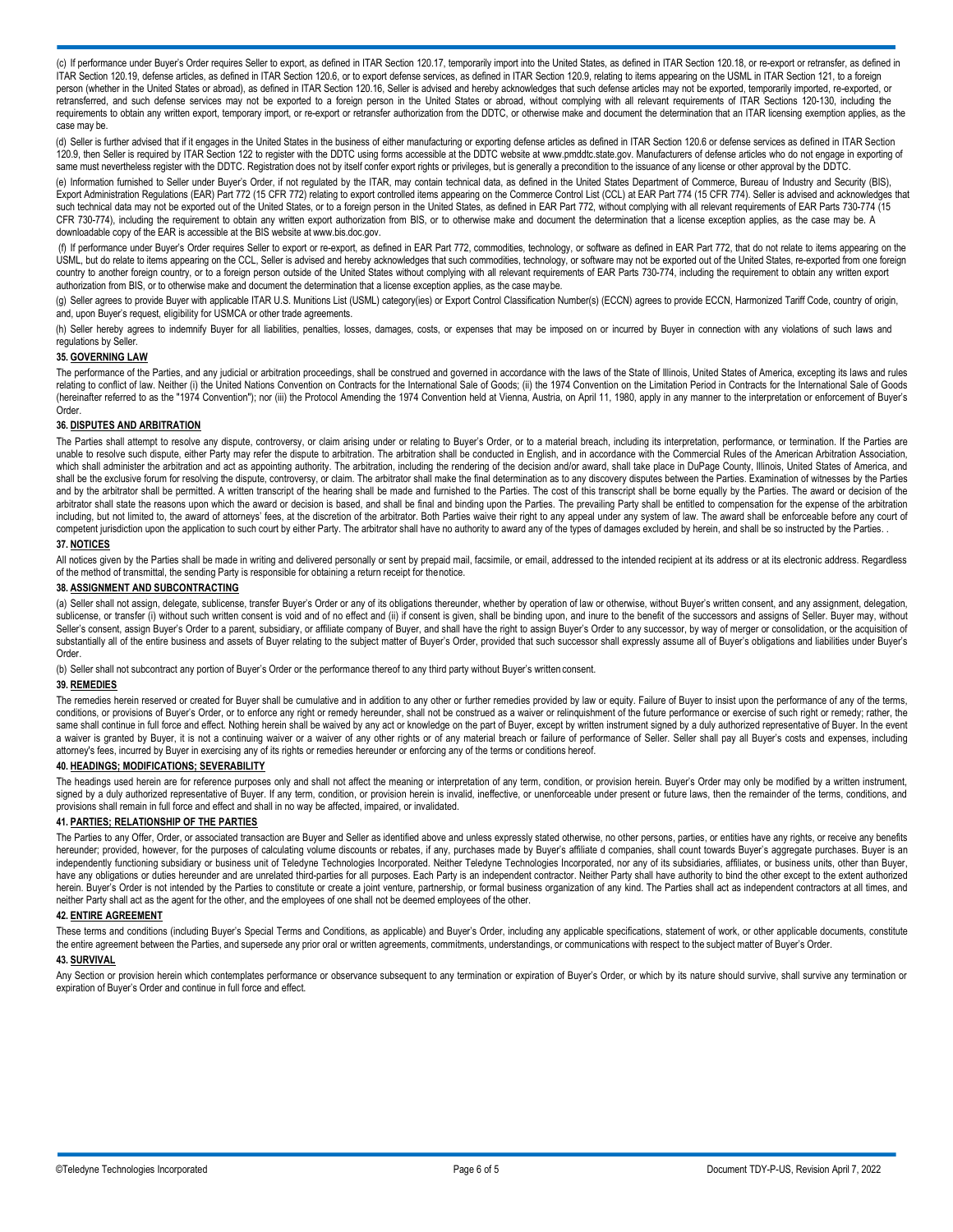(c) If performance under Buyer's Order requires Seller to export, as defined in ITAR Section 120.17, temporarily import into the United States, as defined in ITAR Section 120.18, or re-export or retransfer, as defined in ITAR Section 120.19, defense articles, as defined in ITAR Section 120.6, or to export defense services, as defined in ITAR Section 120.9, relating to items appearing on the USML in ITAR Section 121, to a foreign person (whether in the United States or abroad), as defined in ITAR Section 120.16, Seller is advised and hereby acknowledges that such defense articles may not be exported, temporarily imported, re-exported, or retransferred, and such defense services may not be exported to a foreign person in the United States or abroad, without complying with all relevant requirements of ITAR Sections 120-130, including the requirements to obtain any written export, temporary import, or re-export or retransfer authorization from the DDTC, or otherwise make and document the determination that an ITAR licensing exemption applies, as the case may be.

(d) Seller is further advised that if it engages in the United States in the business of either manufacturing or exporting defense articles as defined in ITAR Section 120.6 or defense services as defined in ITAR Section 120.9, then Seller is required by ITAR Section 122 to register with the DDTC using forms accessible at the DDTC website at www.pmddtc.state.gov. Manufacturers of defense articles who do not engage in exporting of same must nevertheless register with the DDTC. Registration does not by itself confer export rights or privileges, but is generally a precondition to the issuance of any license or other approval by the DDTC.

(e) Information furnished to Seller under Buyer's Order, if not regulated by the ITAR, may contain technical data, as defined in the United States Department of Commerce, Bureau of Industry and Security (BIS), Export Administration Regulations (EAR) Part 772 (15 CFR 772) relating to export controlled items appearing on the Commerce Control List (CCL) at EAR Part 774 (15 CFR 774). Seller is advised and acknowledges that such technical data may not be exported out of the United States, or to a foreign person in the United States, as defined in EAR Part 772, without complying with all relevant requirements of EAR Parts 730-774 (15 CFR 730-774), including the requirement to obtain any written export authorization from BIS, or to otherwise make and document the determination that a license exception applies, as the case may be. A downloadable copy of the EAR is accessible at the BIS website at www.bis.doc.gov.

(f) If performance under Buyer's Order requires Seller to export or re-export, as defined in EAR Part 772, commodities, technology, or software as defined in EAR Part 772, that do not relate to items appearing on the USML, but do relate to items appearing on the CCL, Seller is advised and hereby acknowledges that such commodities, technology, or software may not be exported out of the United States, re-exported from one foreign country to another foreign country, or to a foreign person outside of the United States without complying with all relevant requirements of EAR Parts 730-774, including the requirement to obtain any written export authorization from BIS, or to otherwise make and document the determination that a license exception applies, as the case maybe.

(g) Seller agrees to provide Buyer with applicable ITAR U.S. Munitions List (USML) category(ies) or Export Control Classification Number(s) (ECCN) agrees to provide ECCN, Harmonized Tariff Code, country of origin, and, upon Buyer's request, eligibility for USMCA or other trade agreements.

(h) Seller hereby agrees to indemnify Buyer for all liabilities, penalties, losses, damages, costs, or expenses that may be imposed on or incurred by Buyer in connection with any violations of such laws and regulations by Seller.

## 35. GOVERNING LAW

The performance of the Parties, and any judicial or arbitration proceedings, shall be construed and governed in accordance with the laws of the State of Illinois, United States of America, excepting its laws and rules relating to conflict of law. Neither (i) the United Nations Convention on Contracts for the International Sale of Goods; (ii) the 1974 Convention on the Limitation Period in Contracts for the International Sale of Goods (hereinafter referred to as the "1974 Convention"); nor (iii) the Protocol Amending the 1974 Convention held at Vienna, Austria, on April 11, 1980, apply in any manner to the interpretation or enforcement of Buyer's Order.

## 36. DISPUTES AND ARBITRATION

The Parties shall attempt to resolve any dispute, controversy, or claim arising under or relating to Buyer's Order, or to a material breach, including its interpretation, performance, or termination. If the Parties are unable to resolve such dispute, either Party may refer the dispute to arbitration. The arbitration shall be conducted in English, and in accordance with the Commercial Rules of the American Arbitration Association, which shall administer the arbitration and act as appointing authority. The arbitration, including the rendering of the decision and/or award, shall take place in DuPage County, Illinois, United States of America, and shall be the exclusive forum for resolving the dispute, controversy, or claim. The arbitrator shall make the final determination as to any discovery disputes between the Parties. Examination of witnesses by the Parties and by the arbitrator shall be permitted. A written transcript of the hearing shall be made and furnished to the Parties. The cost of this transcript shall be borne equally by the Parties. The award or decision of the arbitrator shall state the reasons upon which the award or decision is based, and shall be final and binding upon the Parties. The prevailing Party shall be entitled to compensation for the expense of the arbitration including, but not limited to, the award of attorneys' fees, at the discretion of the arbitrator. Both Parties waive their right to any appeal under any system of law. The award shall be enforceable before any court of competent jurisdiction upon the application to such court by either Party. The arbitrator shall have no authority to award any of the types of damages excluded by herein, and shall be so instructed by the Parties. .

## 37. NOTICES

All notices given by the Parties shall be made in writing and delivered personally or sent by prepaid mail, facsimile, or email, addressed to the intended recipient at its address or at its electronic address. Regardless of the method of transmittal, the sending Party is responsible for obtaining a return receipt for thenotice.

## 38. ASSIGNMENT AND SUBCONTRACTING

(a) Seller shall not assign, delegate, sublicense, transfer Buyer's Order or any of its obligations thereunder, whether by operation of law or otherwise, without Buyer's written consent, and any assignment, delegation, sublicense, or transfer (i) without such written consent is void and of no effect and (ii) if consent is given, shall be binding upon, and inure to the benefit of the successors and assigns of Seller. Buyer may, without Seller's consent, assign Buyer's Order to a parent, subsidiary, or affiliate company of Buyer, and shall have the right to assign Buyer's Order to any successor, by way of merger or consolidation, or the acquisition of substantially all of the entire business and assets of Buyer relating to the subject matter of Buyer's Order, provided that such successor shall expressly assume all of Buyer's obligations and liabilities under Buyer's Order.

(b) Seller shall not subcontract any portion of Buyer's Order or the performance thereof to any third party without Buyer's written consent.

## 39. REMEDIES

The remedies herein reserved or created for Buyer shall be cumulative and in addition to any other or further remedies provided by law or equity. Failure of Buyer to insist upon the performance of any of the terms, conditions, or provisions of Buyer's Order, or to enforce any right or remedy hereunder, shall not be construed as a waiver or relinquishment of the future performance or exercise of such right or remedy; rather, the same shall continue in full force and effect. Nothing herein shall be waived by any act or knowledge on the part of Buyer, except by written instrument signed by a duly authorized representative of Buyer. In the event a waiver is granted by Buyer, it is not a continuing waiver or a waiver of any other rights or of any material breach or failure of performance of Seller. Seller shall pay all Buyer's costs and expenses, including attorney's fees, incurred by Buyer in exercising any of its rights or remedies hereunder or enforcing any of the terms or conditions hereof.

## 40. HEADINGS; MODIFICATIONS; SEVERABILITY

The headings used herein are for reference purposes only and shall not affect the meaning or interpretation of any term, condition, or provision herein. Buyer's Order may only be modified by a written instrument, signed by a duly authorized representative of Buyer. If any term, condition, or provision herein is invalid, ineffective, or unenforceable under present or future laws, then the remainder of the terms, conditions, and provisions shall remain in full force and effect and shall in no way be affected, impaired, or invalidated.

## 41. PARTIES; RELATIONSHIP OF THE PARTIES

The Parties to any Offer, Order, or associated transaction are Buyer and Seller as identified above and unless expressly stated otherwise, no other persons, parties, or entities have any rights, or receive any benefits hereunder; provided, however, for the purposes of calculating volume discounts or rebates, if any, purchases made by Buyer's affiliate d companies, shall count towards Buyer's aggregate purchases. Buyer is an independently functioning subsidiary or business unit of Teledyne Technologies Incorporated. Neither Teledyne Technologies Incorporated, nor any of its subsidiaries, affiliates, or business units, other than Buyer, have any obligations or duties hereunder and are unrelated third-parties for all purposes. Each Party is an independent contractor. Neither Party shall have authority to bind the other except to the extent authorized herein. Buyer's Order is not intended by the Parties to constitute or create a joint venture, partnership, or formal business organization of any kind. The Parties shall act as independent contractors at all times, and neither Party shall act as the agent for the other, and the employees of one shall not be deemed employees of the other.

## 42. ENTIRE AGREEMENT

These terms and conditions (including Buyer's Special Terms and Conditions, as applicable) and Buyer's Order, including any applicable specifications, statement of work, or other applicable documents, constitute the entire agreement between the Parties, and supersede any prior oral or written agreements, commitments, understandings, or communications with respect to the subject matter of Buyer's Order.

## 43. SURVIVAL

Any Section or provision herein which contemplates performance or observance subsequent to any termination or expiration of Buyer's Order, or which by its nature should survive, shall survive any termination or expiration of Buyer's Order and continue in full force and effect.